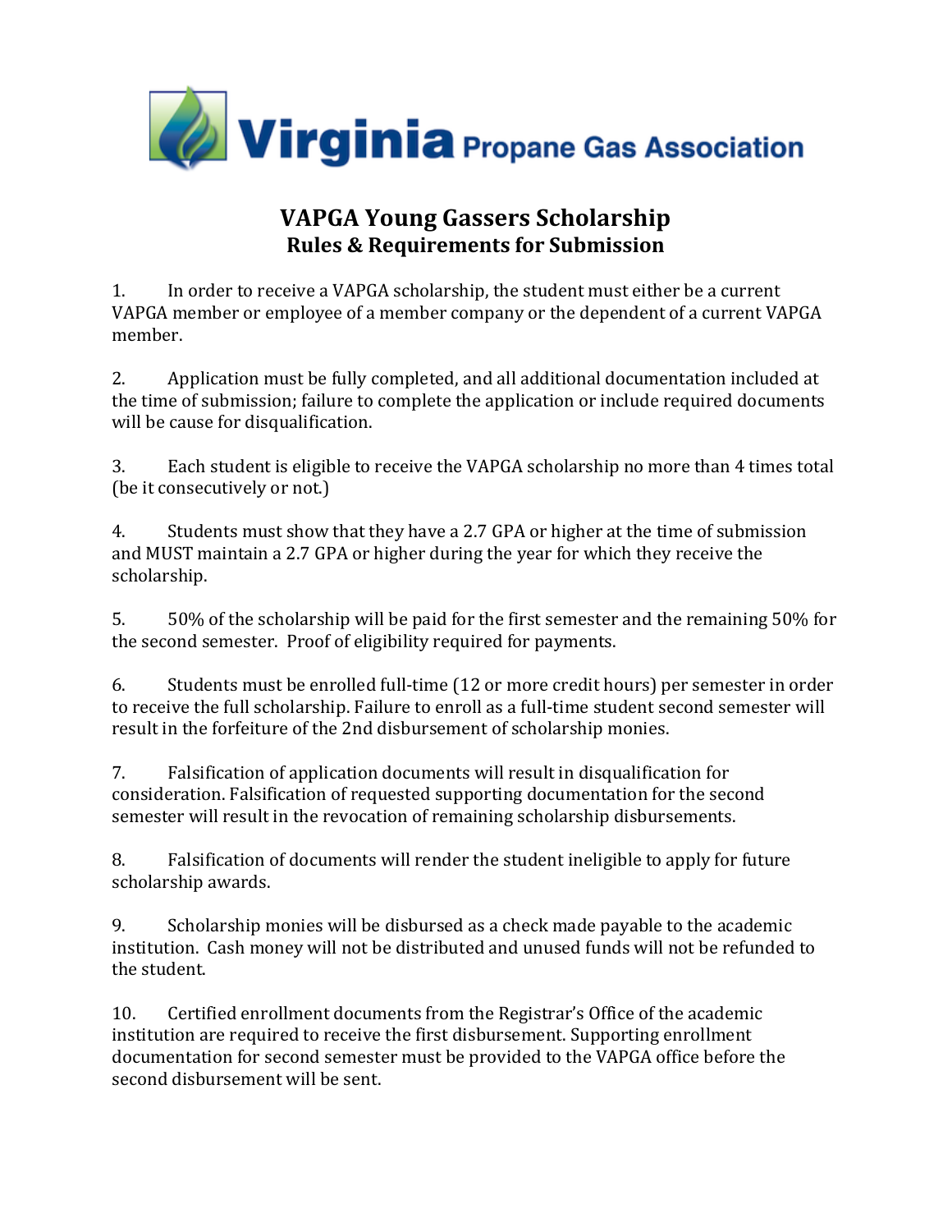Virginia Propane Gas Association

# VAPGA Young Gassers Scholarship

## Rules & Requirements for Submission

1. In order to receive a VAPGA scholarship, the student must either be a current VAPGA member or employee of a member company or the dependent of a current VAPGA member.

2. Application must be fully completed, and all additional documentation included at the time of submission; failure to complete the application or include required documents will be cause for disqualification.

3. Each student is eligible to receive the VAPGA scholarship no more than 4 times total (be it consecutively or not.)

4. Students must show that they have a 2.7 GPA or higher at the time of submission and MUST maintain a 2.7 GPA or higher during the year for which they receive the scholarship.

5. 50% of the scholarship will be paid for the first semester and the remaining 50% for the second semester. Proof of eligibility required for payments.

6. Students must be enrolled full-time (12 or more credit hours) per semester in order to receive the full scholarship. Failure to enroll as a full-time student second semester will result in the forfeiture of the 2nd disbursement of scholarship monies.

7. Falsification of application documents will result in disqualification for consideration. Falsification of requested supporting documentation for the second semester will result in the revocation of remaining scholarship disbursements.

8. Falsification of documents will render the student ineligible to apply for future scholarship awards.

9. Scholarship monies will be disbursed as a check made payable to the academic institution. Cash money will not be distributed and unused funds will not be refunded to the student.

10. Certified enrollment documents from the Registrar's Office of the academic institution are required to receive the first disbursement. Supporting enrollment documentation for second semester must be provided to the VAPGA office before the second disbursement will be sent.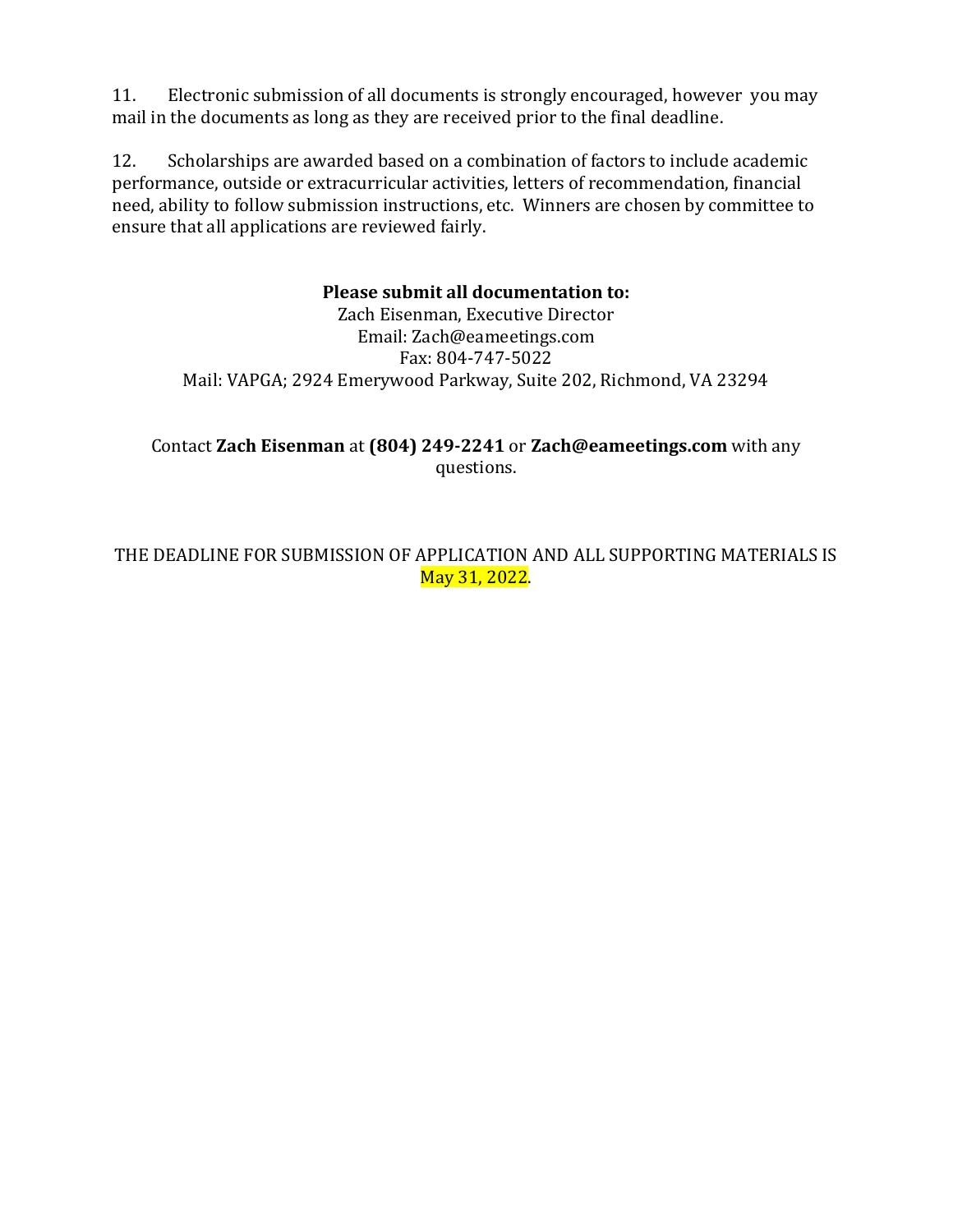11. Electronic submission of all documents is strongly encouraged, however you may mail in the documents as long as they are received prior to the final deadline.

12. Scholarships are awarded based on a combination of factors to include academic performance, outside or extracurricular activities, letters of recommendation, financial need, ability to follow submission instructions, etc. Winners are chosen by committee to ensure that all applications are reviewed fairly.

**Please submit all documentation to:**
Zach Eisenman, Executive Director
Email: Zach@eameetings.com
Fax: 804-747-5022
Mail: VAPGA; 2924 Emerywood Parkway, Suite 202, Richmond, VA 23294

Contact **Zach Eisenman** at **(804) 249-2241** or **Zach@eameetings.com** with any questions.

THE DEADLINE FOR SUBMISSION OF APPLICATION AND ALL SUPPORTING MATERIALS IS May 31, 2022.